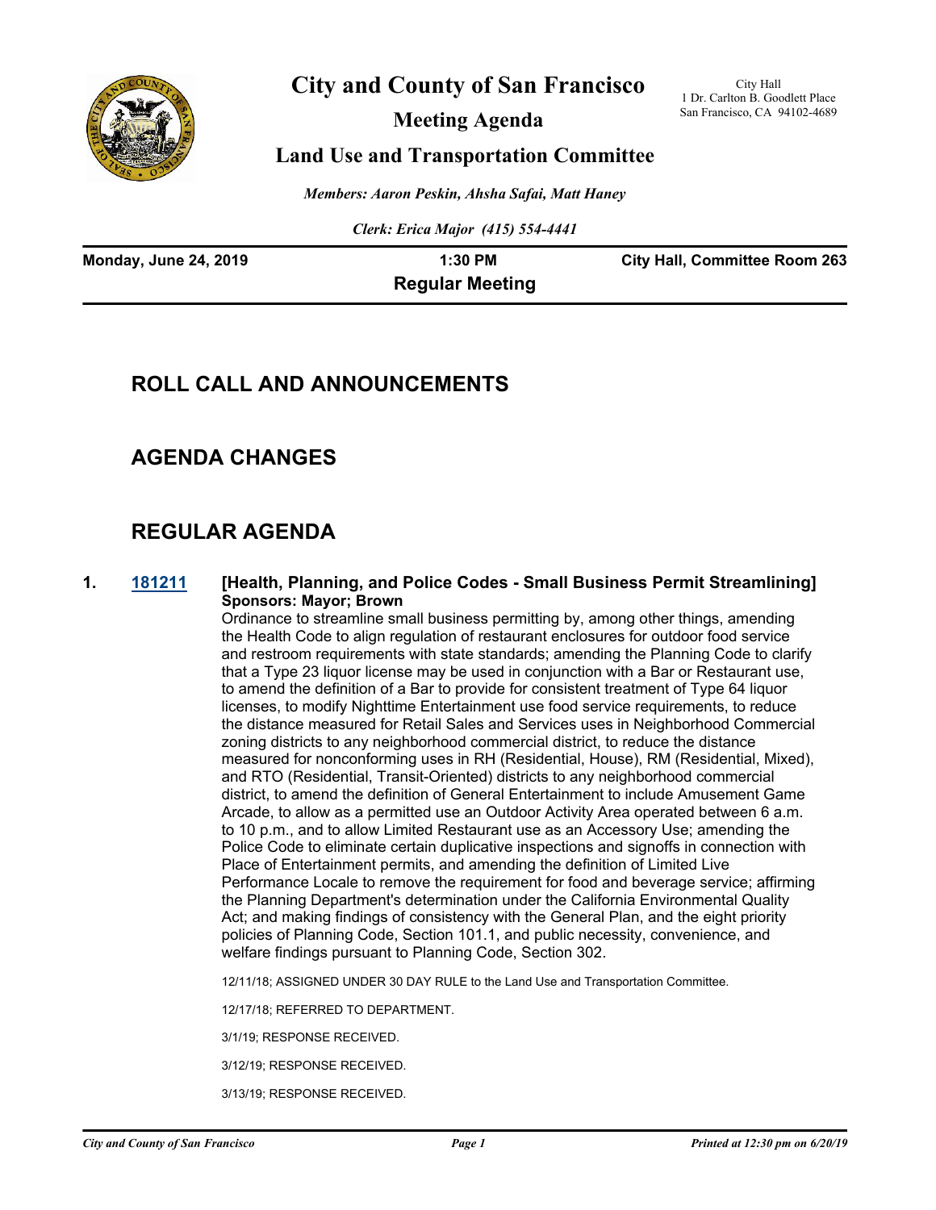# City and County of San Francisco

## Meeting Agenda

## Land Use and Transportation Committee

City Hall
1 Dr. Carlton B. Goodlett Place
San Francisco, CA 94102-4689

*Members: Aaron Peskin, Ahsha Safai, Matt Haney*

*Clerk: Erica Major (415) 554-4441*

**Monday, June 24, 2019** | **1:30 PM** | **City Hall, Committee Room 263**

**Regular Meeting**

## ROLL CALL AND ANNOUNCEMENTS

## AGENDA CHANGES

## REGULAR AGENDA

**1. 181211 [Health, Planning, and Police Codes - Small Business Permit Streamlining]**
**Sponsors: Mayor; Brown**

Ordinance to streamline small business permitting by, among other things, amending the Health Code to align regulation of restaurant enclosures for outdoor food service and restroom requirements with state standards; amending the Planning Code to clarify that a Type 23 liquor license may be used in conjunction with a Bar or Restaurant use, to amend the definition of a Bar to provide for consistent treatment of Type 64 liquor licenses, to modify Nighttime Entertainment use food service requirements, to reduce the distance measured for Retail Sales and Services uses in Neighborhood Commercial zoning districts to any neighborhood commercial district, to reduce the distance measured for nonconforming uses in RH (Residential, House), RM (Residential, Mixed), and RTO (Residential, Transit-Oriented) districts to any neighborhood commercial district, to amend the definition of General Entertainment to include Amusement Game Arcade, to allow as a permitted use an Outdoor Activity Area operated between 6 a.m. to 10 p.m., and to allow Limited Restaurant use as an Accessory Use; amending the Police Code to eliminate certain duplicative inspections and signoffs in connection with Place of Entertainment permits, and amending the definition of Limited Live Performance Locale to remove the requirement for food and beverage service; affirming the Planning Department's determination under the California Environmental Quality Act; and making findings of consistency with the General Plan, and the eight priority policies of Planning Code, Section 101.1, and public necessity, convenience, and welfare findings pursuant to Planning Code, Section 302.

12/11/18; ASSIGNED UNDER 30 DAY RULE to the Land Use and Transportation Committee.

12/17/18; REFERRED TO DEPARTMENT.

3/1/19; RESPONSE RECEIVED.

3/12/19; RESPONSE RECEIVED.

3/13/19; RESPONSE RECEIVED.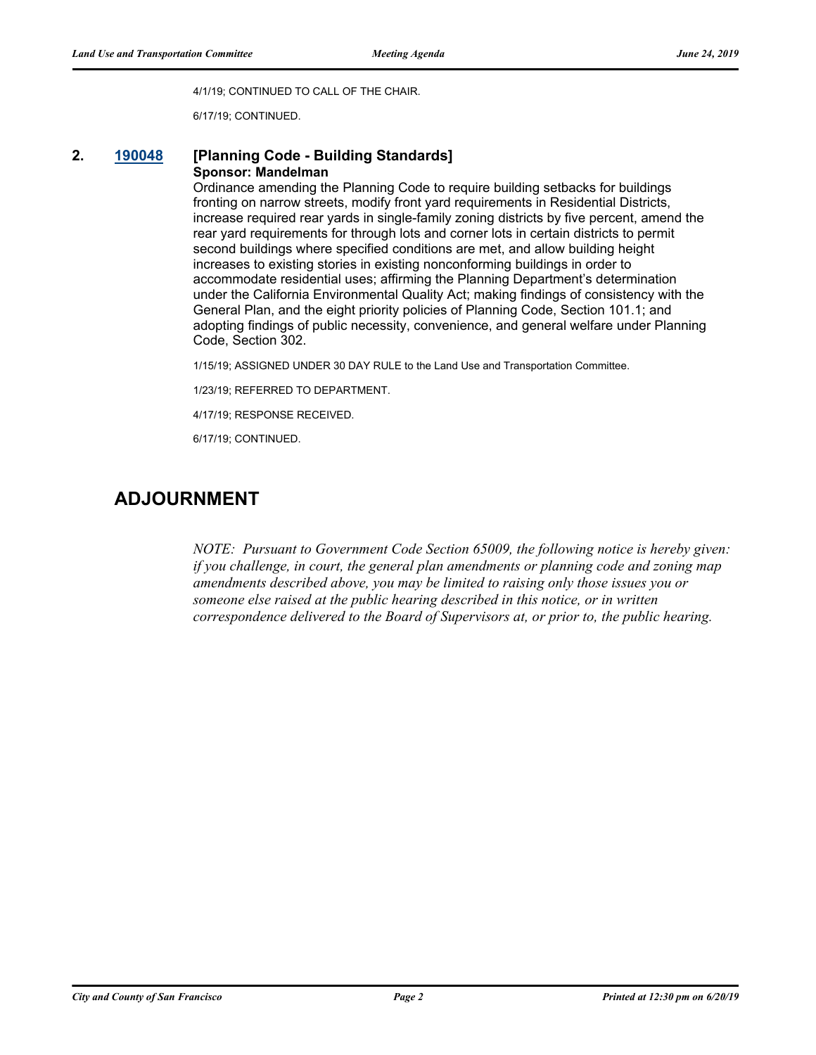4/1/19; CONTINUED TO CALL OF THE CHAIR.

6/17/19; CONTINUED.

**2. [190048](190048) [Planning Code - Building Standards]**

**Sponsor: Mandelman**

Ordinance amending the Planning Code to require building setbacks for buildings fronting on narrow streets, modify front yard requirements in Residential Districts, increase required rear yards in single-family zoning districts by five percent, amend the rear yard requirements for through lots and corner lots in certain districts to permit second buildings where specified conditions are met, and allow building height increases to existing stories in existing nonconforming buildings in order to accommodate residential uses; affirming the Planning Department's determination under the California Environmental Quality Act; making findings of consistency with the General Plan, and the eight priority policies of Planning Code, Section 101.1; and adopting findings of public necessity, convenience, and general welfare under Planning Code, Section 302.

1/15/19; ASSIGNED UNDER 30 DAY RULE to the Land Use and Transportation Committee.

1/23/19; REFERRED TO DEPARTMENT.

4/17/19; RESPONSE RECEIVED.

6/17/19; CONTINUED.

## ADJOURNMENT

*NOTE: Pursuant to Government Code Section 65009, the following notice is hereby given: if you challenge, in court, the general plan amendments or planning code and zoning map amendments described above, you may be limited to raising only those issues you or someone else raised at the public hearing described in this notice, or in written correspondence delivered to the Board of Supervisors at, or prior to, the public hearing.*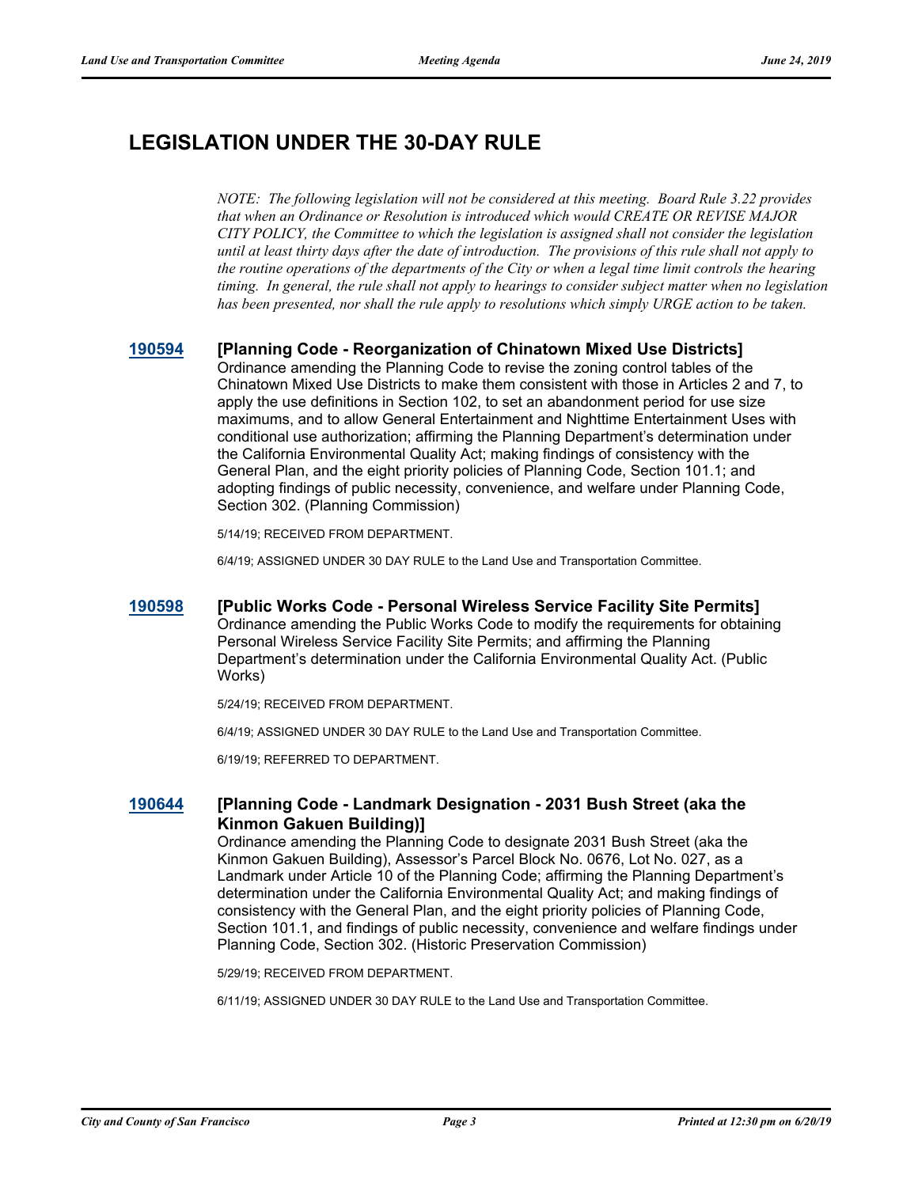## LEGISLATION UNDER THE 30-DAY RULE

*NOTE: The following legislation will not be considered at this meeting. Board Rule 3.22 provides that when an Ordinance or Resolution is introduced which would CREATE OR REVISE MAJOR CITY POLICY, the Committee to which the legislation is assigned shall not consider the legislation until at least thirty days after the date of introduction. The provisions of this rule shall not apply to the routine operations of the departments of the City or when a legal time limit controls the hearing timing. In general, the rule shall not apply to hearings to consider subject matter when no legislation has been presented, nor shall the rule apply to resolutions which simply URGE action to be taken.*

### 190594 [Planning Code - Reorganization of Chinatown Mixed Use Districts]

Ordinance amending the Planning Code to revise the zoning control tables of the Chinatown Mixed Use Districts to make them consistent with those in Articles 2 and 7, to apply the use definitions in Section 102, to set an abandonment period for use size maximums, and to allow General Entertainment and Nighttime Entertainment Uses with conditional use authorization; affirming the Planning Department's determination under the California Environmental Quality Act; making findings of consistency with the General Plan, and the eight priority policies of Planning Code, Section 101.1; and adopting findings of public necessity, convenience, and welfare under Planning Code, Section 302. (Planning Commission)

5/14/19; RECEIVED FROM DEPARTMENT.

6/4/19; ASSIGNED UNDER 30 DAY RULE to the Land Use and Transportation Committee.

### 190598 [Public Works Code - Personal Wireless Service Facility Site Permits]

Ordinance amending the Public Works Code to modify the requirements for obtaining Personal Wireless Service Facility Site Permits; and affirming the Planning Department's determination under the California Environmental Quality Act. (Public Works)

5/24/19; RECEIVED FROM DEPARTMENT.

6/4/19; ASSIGNED UNDER 30 DAY RULE to the Land Use and Transportation Committee.

6/19/19; REFERRED TO DEPARTMENT.

### 190644 [Planning Code - Landmark Designation - 2031 Bush Street (aka the Kinmon Gakuen Building)]

Ordinance amending the Planning Code to designate 2031 Bush Street (aka the Kinmon Gakuen Building), Assessor's Parcel Block No. 0676, Lot No. 027, as a Landmark under Article 10 of the Planning Code; affirming the Planning Department's determination under the California Environmental Quality Act; and making findings of consistency with the General Plan, and the eight priority policies of Planning Code, Section 101.1, and findings of public necessity, convenience and welfare findings under Planning Code, Section 302. (Historic Preservation Commission)

5/29/19; RECEIVED FROM DEPARTMENT.

6/11/19; ASSIGNED UNDER 30 DAY RULE to the Land Use and Transportation Committee.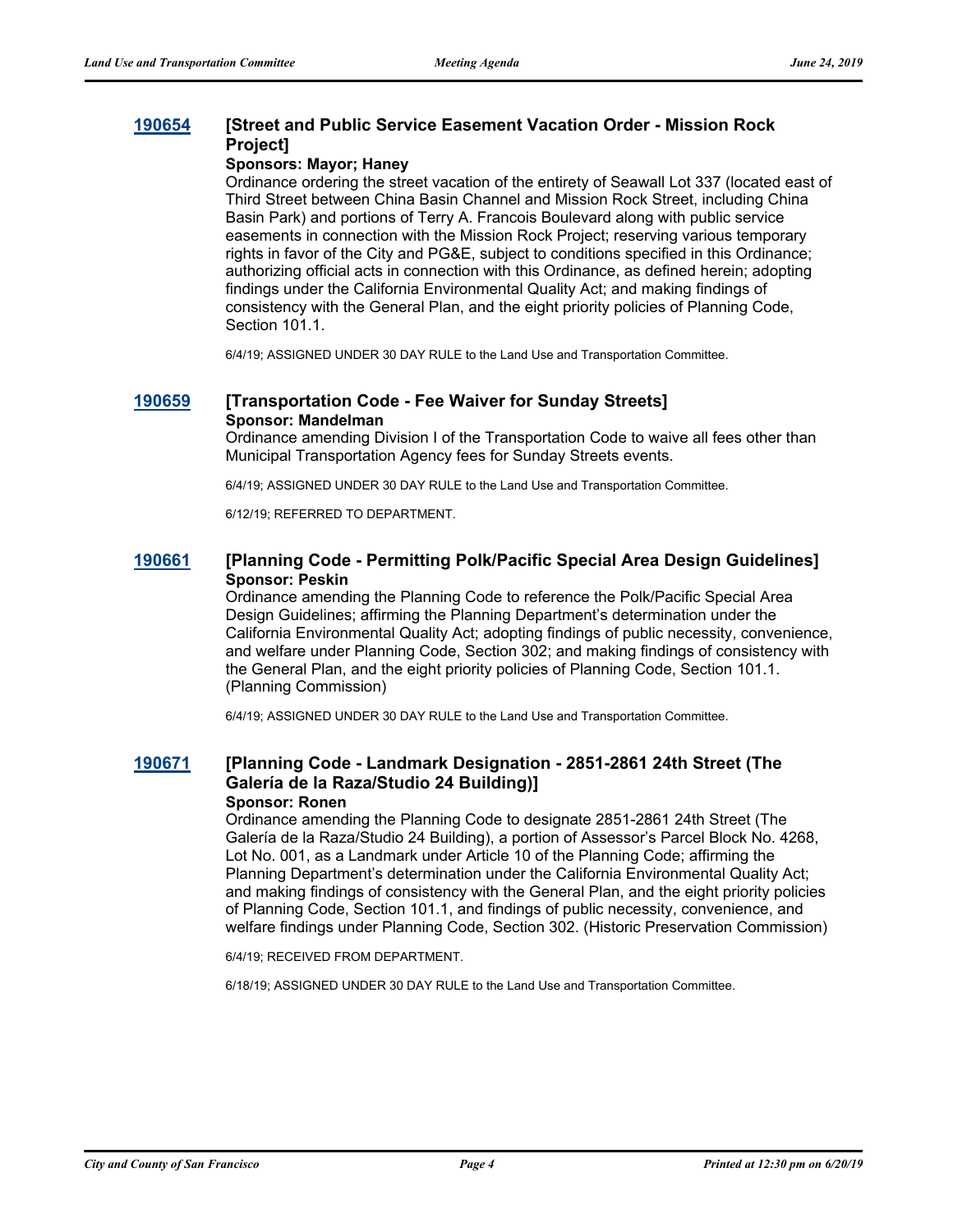### 190654 [Street and Public Service Easement Vacation Order - Mission Rock Project]

**Sponsors: Mayor; Haney**

Ordinance ordering the street vacation of the entirety of Seawall Lot 337 (located east of Third Street between China Basin Channel and Mission Rock Street, including China Basin Park) and portions of Terry A. Francois Boulevard along with public service easements in connection with the Mission Rock Project; reserving various temporary rights in favor of the City and PG&E, subject to conditions specified in this Ordinance; authorizing official acts in connection with this Ordinance, as defined herein; adopting findings under the California Environmental Quality Act; and making findings of consistency with the General Plan, and the eight priority policies of Planning Code, Section 101.1.

6/4/19; ASSIGNED UNDER 30 DAY RULE to the Land Use and Transportation Committee.

### 190659 [Transportation Code - Fee Waiver for Sunday Streets]

**Sponsor: Mandelman**

Ordinance amending Division I of the Transportation Code to waive all fees other than Municipal Transportation Agency fees for Sunday Streets events.

6/4/19; ASSIGNED UNDER 30 DAY RULE to the Land Use and Transportation Committee.

6/12/19; REFERRED TO DEPARTMENT.

### 190661 [Planning Code - Permitting Polk/Pacific Special Area Design Guidelines]

**Sponsor: Peskin**

Ordinance amending the Planning Code to reference the Polk/Pacific Special Area Design Guidelines; affirming the Planning Department's determination under the California Environmental Quality Act; adopting findings of public necessity, convenience, and welfare under Planning Code, Section 302; and making findings of consistency with the General Plan, and the eight priority policies of Planning Code, Section 101.1. (Planning Commission)

6/4/19; ASSIGNED UNDER 30 DAY RULE to the Land Use and Transportation Committee.

### 190671 [Planning Code - Landmark Designation - 2851-2861 24th Street (The Galería de la Raza/Studio 24 Building)]

**Sponsor: Ronen**

Ordinance amending the Planning Code to designate 2851-2861 24th Street (The Galería de la Raza/Studio 24 Building), a portion of Assessor's Parcel Block No. 4268, Lot No. 001, as a Landmark under Article 10 of the Planning Code; affirming the Planning Department's determination under the California Environmental Quality Act; and making findings of consistency with the General Plan, and the eight priority policies of Planning Code, Section 101.1, and findings of public necessity, convenience, and welfare findings under Planning Code, Section 302. (Historic Preservation Commission)

6/4/19; RECEIVED FROM DEPARTMENT.

6/18/19; ASSIGNED UNDER 30 DAY RULE to the Land Use and Transportation Committee.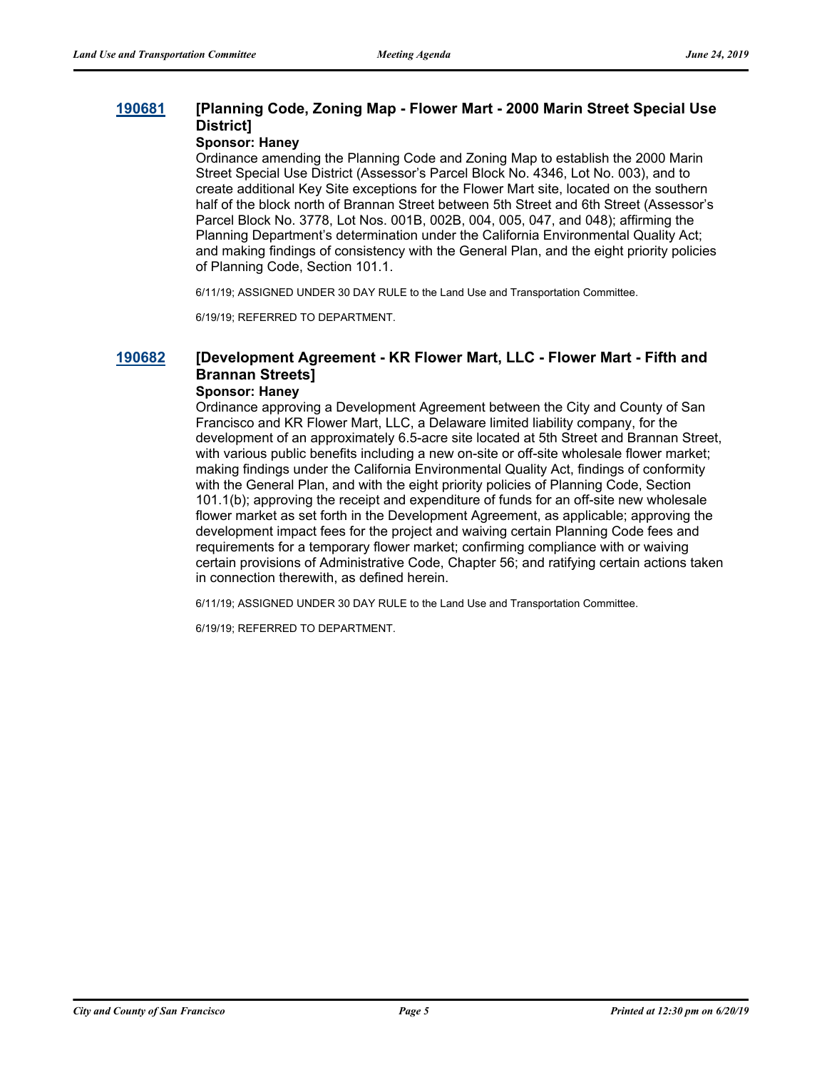### 190681 [Planning Code, Zoning Map - Flower Mart - 2000 Marin Street Special Use District]

**Sponsor: Haney**

Ordinance amending the Planning Code and Zoning Map to establish the 2000 Marin Street Special Use District (Assessor's Parcel Block No. 4346, Lot No. 003), and to create additional Key Site exceptions for the Flower Mart site, located on the southern half of the block north of Brannan Street between 5th Street and 6th Street (Assessor's Parcel Block No. 3778, Lot Nos. 001B, 002B, 004, 005, 047, and 048); affirming the Planning Department's determination under the California Environmental Quality Act; and making findings of consistency with the General Plan, and the eight priority policies of Planning Code, Section 101.1.

6/11/19; ASSIGNED UNDER 30 DAY RULE to the Land Use and Transportation Committee.

6/19/19; REFERRED TO DEPARTMENT.

### 190682 [Development Agreement - KR Flower Mart, LLC - Flower Mart - Fifth and Brannan Streets]

**Sponsor: Haney**

Ordinance approving a Development Agreement between the City and County of San Francisco and KR Flower Mart, LLC, a Delaware limited liability company, for the development of an approximately 6.5-acre site located at 5th Street and Brannan Street, with various public benefits including a new on-site or off-site wholesale flower market; making findings under the California Environmental Quality Act, findings of conformity with the General Plan, and with the eight priority policies of Planning Code, Section 101.1(b); approving the receipt and expenditure of funds for an off-site new wholesale flower market as set forth in the Development Agreement, as applicable; approving the development impact fees for the project and waiving certain Planning Code fees and requirements for a temporary flower market; confirming compliance with or waiving certain provisions of Administrative Code, Chapter 56; and ratifying certain actions taken in connection therewith, as defined herein.

6/11/19; ASSIGNED UNDER 30 DAY RULE to the Land Use and Transportation Committee.

6/19/19; REFERRED TO DEPARTMENT.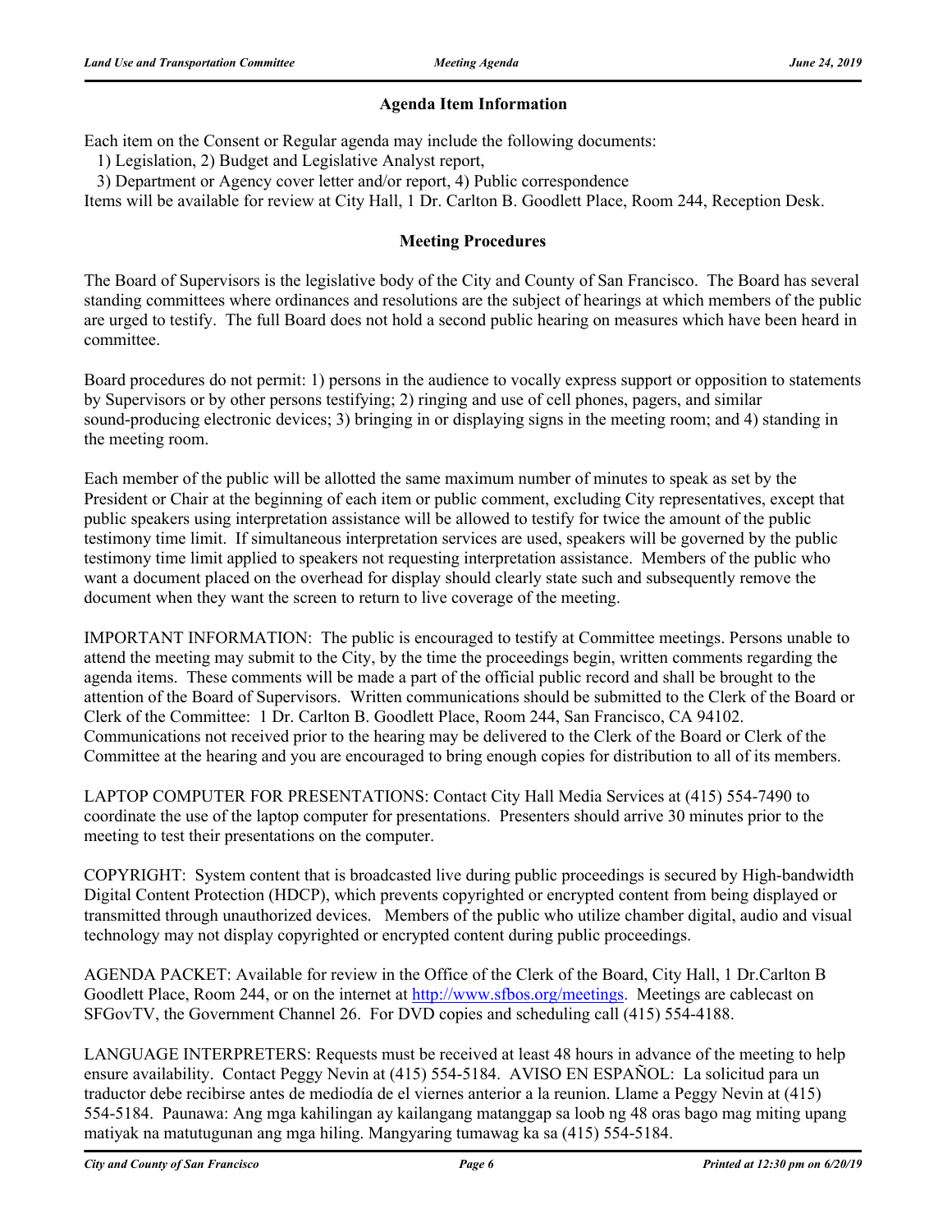## Agenda Item Information

Each item on the Consent or Regular agenda may include the following documents:

1) Legislation, 2) Budget and Legislative Analyst report,
3) Department or Agency cover letter and/or report, 4) Public correspondence

Items will be available for review at City Hall, 1 Dr. Carlton B. Goodlett Place, Room 244, Reception Desk.

## Meeting Procedures

The Board of Supervisors is the legislative body of the City and County of San Francisco. The Board has several standing committees where ordinances and resolutions are the subject of hearings at which members of the public are urged to testify. The full Board does not hold a second public hearing on measures which have been heard in committee.

Board procedures do not permit: 1) persons in the audience to vocally express support or opposition to statements by Supervisors or by other persons testifying; 2) ringing and use of cell phones, pagers, and similar sound-producing electronic devices; 3) bringing in or displaying signs in the meeting room; and 4) standing in the meeting room.

Each member of the public will be allotted the same maximum number of minutes to speak as set by the President or Chair at the beginning of each item or public comment, excluding City representatives, except that public speakers using interpretation assistance will be allowed to testify for twice the amount of the public testimony time limit. If simultaneous interpretation services are used, speakers will be governed by the public testimony time limit applied to speakers not requesting interpretation assistance. Members of the public who want a document placed on the overhead for display should clearly state such and subsequently remove the document when they want the screen to return to live coverage of the meeting.

IMPORTANT INFORMATION: The public is encouraged to testify at Committee meetings. Persons unable to attend the meeting may submit to the City, by the time the proceedings begin, written comments regarding the agenda items. These comments will be made a part of the official public record and shall be brought to the attention of the Board of Supervisors. Written communications should be submitted to the Clerk of the Board or Clerk of the Committee: 1 Dr. Carlton B. Goodlett Place, Room 244, San Francisco, CA 94102. Communications not received prior to the hearing may be delivered to the Clerk of the Board or Clerk of the Committee at the hearing and you are encouraged to bring enough copies for distribution to all of its members.

LAPTOP COMPUTER FOR PRESENTATIONS: Contact City Hall Media Services at (415) 554-7490 to coordinate the use of the laptop computer for presentations. Presenters should arrive 30 minutes prior to the meeting to test their presentations on the computer.

COPYRIGHT: System content that is broadcasted live during public proceedings is secured by High-bandwidth Digital Content Protection (HDCP), which prevents copyrighted or encrypted content from being displayed or transmitted through unauthorized devices. Members of the public who utilize chamber digital, audio and visual technology may not display copyrighted or encrypted content during public proceedings.

AGENDA PACKET: Available for review in the Office of the Clerk of the Board, City Hall, 1 Dr.Carlton B Goodlett Place, Room 244, or on the internet at http://www.sfbos.org/meetings. Meetings are cablecast on SFGovTV, the Government Channel 26. For DVD copies and scheduling call (415) 554-4188.

LANGUAGE INTERPRETERS: Requests must be received at least 48 hours in advance of the meeting to help ensure availability. Contact Peggy Nevin at (415) 554-5184. AVISO EN ESPAÑOL: La solicitud para un traductor debe recibirse antes de mediodía de el viernes anterior a la reunion. Llame a Peggy Nevin at (415) 554-5184. Paunawa: Ang mga kahilingan ay kailangang matanggap sa loob ng 48 oras bago mag miting upang matiyak na matutugunan ang mga hiling. Mangyaring tumawag ka sa (415) 554-5184.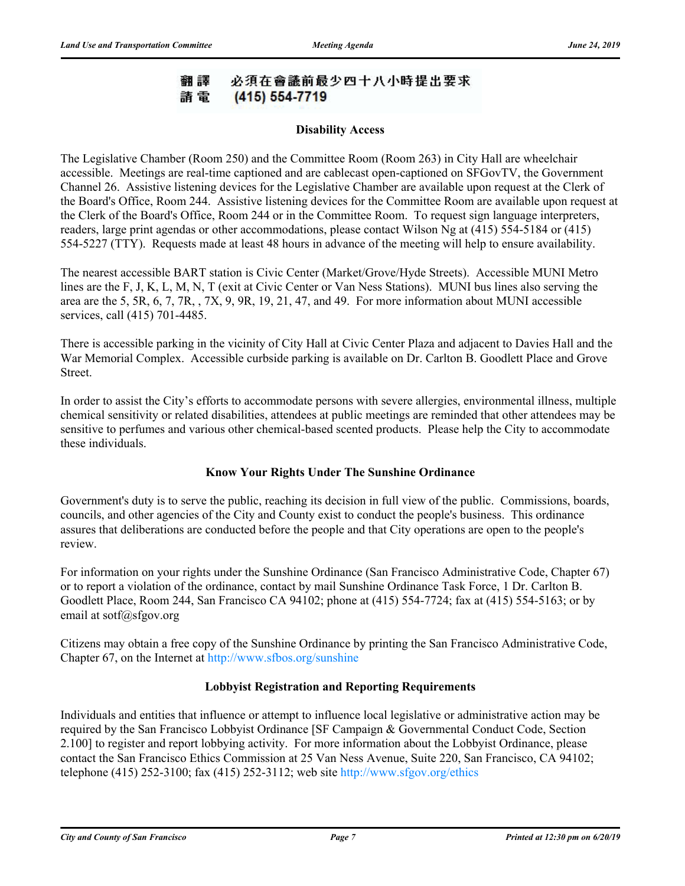翻譯　　必須在會議前最少四十八小時提出要求
請電　　(415) 554-7719

**Disability Access**

The Legislative Chamber (Room 250) and the Committee Room (Room 263) in City Hall are wheelchair accessible. Meetings are real-time captioned and are cablecast open-captioned on SFGovTV, the Government Channel 26. Assistive listening devices for the Legislative Chamber are available upon request at the Clerk of the Board's Office, Room 244. Assistive listening devices for the Committee Room are available upon request at the Clerk of the Board's Office, Room 244 or in the Committee Room. To request sign language interpreters, readers, large print agendas or other accommodations, please contact Wilson Ng at (415) 554-5184 or (415) 554-5227 (TTY). Requests made at least 48 hours in advance of the meeting will help to ensure availability.

The nearest accessible BART station is Civic Center (Market/Grove/Hyde Streets). Accessible MUNI Metro lines are the F, J, K, L, M, N, T (exit at Civic Center or Van Ness Stations). MUNI bus lines also serving the area are the 5, 5R, 6, 7, 7R, , 7X, 9, 9R, 19, 21, 47, and 49. For more information about MUNI accessible services, call (415) 701-4485.

There is accessible parking in the vicinity of City Hall at Civic Center Plaza and adjacent to Davies Hall and the War Memorial Complex. Accessible curbside parking is available on Dr. Carlton B. Goodlett Place and Grove Street.

In order to assist the City's efforts to accommodate persons with severe allergies, environmental illness, multiple chemical sensitivity or related disabilities, attendees at public meetings are reminded that other attendees may be sensitive to perfumes and various other chemical-based scented products. Please help the City to accommodate these individuals.

**Know Your Rights Under The Sunshine Ordinance**

Government's duty is to serve the public, reaching its decision in full view of the public. Commissions, boards, councils, and other agencies of the City and County exist to conduct the people's business. This ordinance assures that deliberations are conducted before the people and that City operations are open to the people's review.

For information on your rights under the Sunshine Ordinance (San Francisco Administrative Code, Chapter 67) or to report a violation of the ordinance, contact by mail Sunshine Ordinance Task Force, 1 Dr. Carlton B. Goodlett Place, Room 244, San Francisco CA 94102; phone at (415) 554-7724; fax at (415) 554-5163; or by email at sotf@sfgov.org

Citizens may obtain a free copy of the Sunshine Ordinance by printing the San Francisco Administrative Code, Chapter 67, on the Internet at http://www.sfbos.org/sunshine

**Lobbyist Registration and Reporting Requirements**

Individuals and entities that influence or attempt to influence local legislative or administrative action may be required by the San Francisco Lobbyist Ordinance [SF Campaign & Governmental Conduct Code, Section 2.100] to register and report lobbying activity. For more information about the Lobbyist Ordinance, please contact the San Francisco Ethics Commission at 25 Van Ness Avenue, Suite 220, San Francisco, CA 94102; telephone (415) 252-3100; fax (415) 252-3112; web site http://www.sfgov.org/ethics